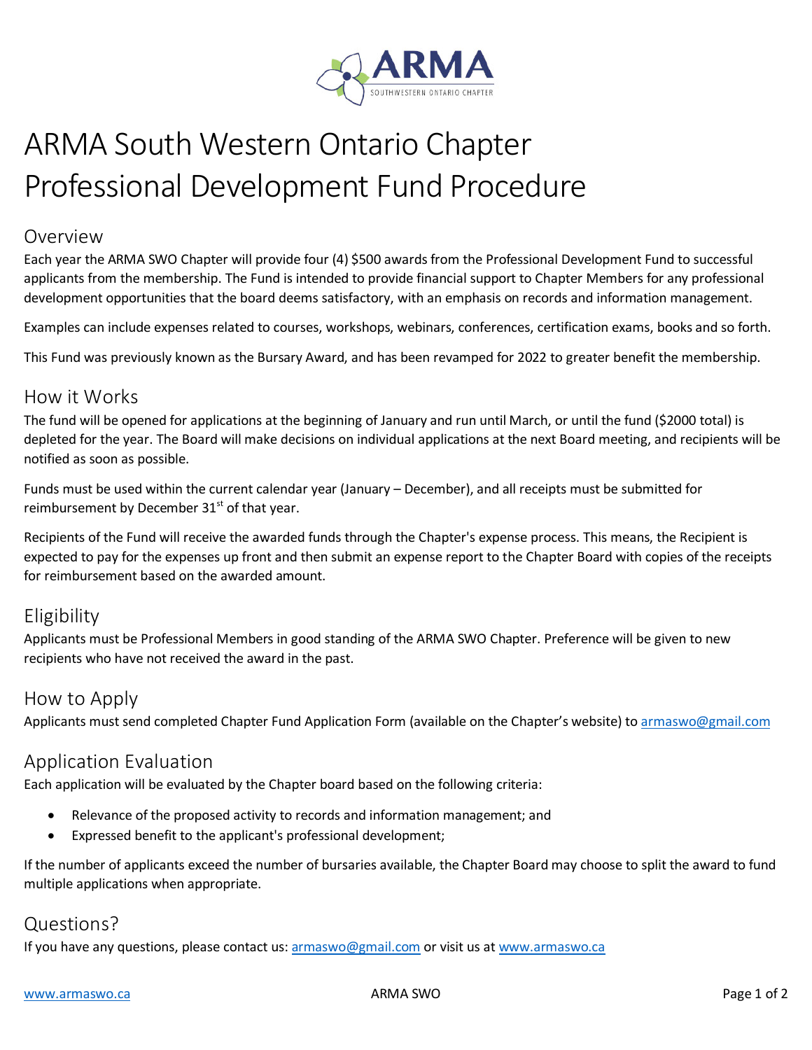# ARMA South Western Ontario Chapter Professional Development Fund Procedure

## Overview

Each year the ARMA SWO Chapter will provide four (4) $500 awards from the Professional Development Fund to successful applicants from the membership. The Fund is intended to provide financial support to Chapter Members for any professional development opportunities that the board deems satisfactory, with an emphasis on records and information management.

Examples can include expenses related to courses, workshops, webinars, conferences, certification exams, books and so forth.

This Fund was previously known as the Bursary Award, and has been revamped for 2022 to greater benefit the membership.

## How it Works

The fund will be opened for applications at the beginning of January and run until March, or until the fund ($2000 total) is depleted for the year. The Board will make decisions on individual applications at the next Board meeting, and recipients will be notified as soon as possible.

Funds must be used within the current calendar year (January – December), and all receipts must be submitted for reimbursement by December 31st of that year.

Recipients of the Fund will receive the awarded funds through the Chapter's expense process. This means, the Recipient is expected to pay for the expenses up front and then submit an expense report to the Chapter Board with copies of the receipts for reimbursement based on the awarded amount.

## Eligibility

Applicants must be Professional Members in good standing of the ARMA SWO Chapter. Preference will be given to new recipients who have not received the award in the past.

## How to Apply

Applicants must send completed Chapter Fund Application Form (available on the Chapter's website) to armaswo@gmail.com

## Application Evaluation

Each application will be evaluated by the Chapter board based on the following criteria:

- Relevance of the proposed activity to records and information management; and
- Expressed benefit to the applicant's professional development;

If the number of applicants exceed the number of bursaries available, the Chapter Board may choose to split the award to fund multiple applications when appropriate.

## Questions?

If you have any questions, please contact us: armaswo@gmail.com or visit us at www.armaswo.ca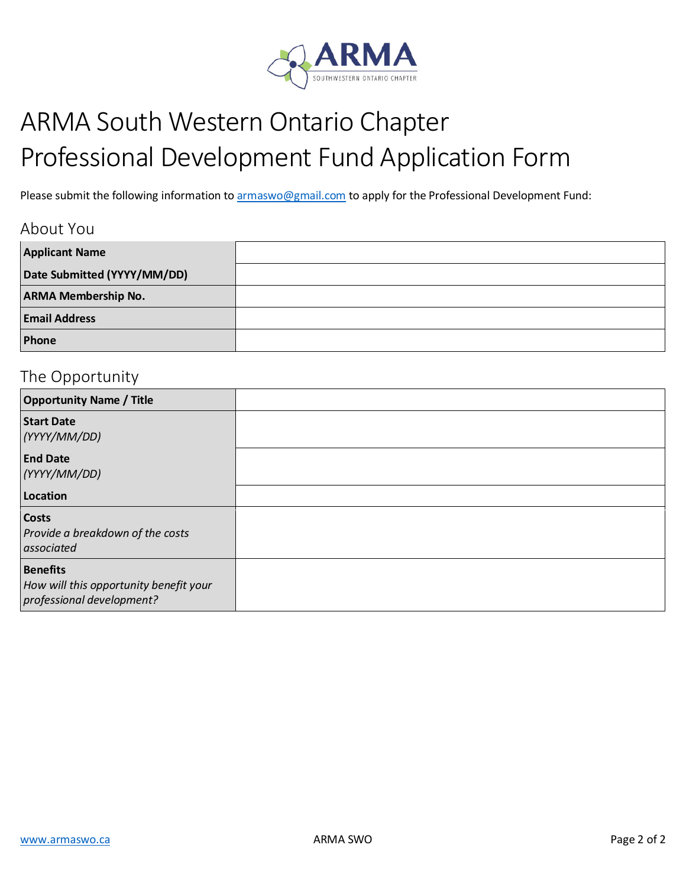# ARMA South Western Ontario Chapter
# Professional Development Fund Application Form

Please submit the following information to armaswo@gmail.com to apply for the Professional Development Fund:

## About You

| | |
|---|---|
| **Applicant Name** | |
| **Date Submitted (YYYY/MM/DD)** | |
| **ARMA Membership No.** | |
| **Email Address** | |
| **Phone** | |

## The Opportunity

| | |
|---|---|
| **Opportunity Name / Title** | |
| **Start Date** *(YYYY/MM/DD)* | |
| **End Date** *(YYYY/MM/DD)* | |
| **Location** | |
| **Costs** *Provide a breakdown of the costs associated* | |
| **Benefits** *How will this opportunity benefit your professional development?* | |